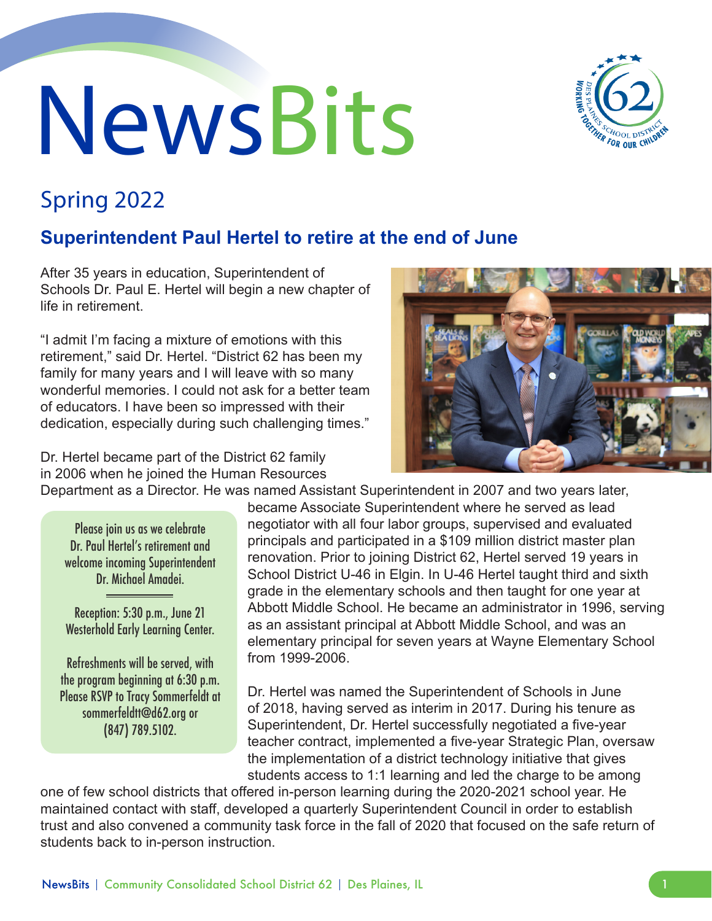# NewsBits

## Spring 2022

### Superintendent Paul Hertel to retire at the end of June

After 35 years in education, Superintendent of Schools Dr. Paul E. Hertel will begin a new chapter of life in retirement.

"I admit I'm facing a mixture of emotions with this retirement," said Dr. Hertel. "District 62 has been my family for many years and I will leave with so many wonderful memories. I could not ask for a better team of educators. I have been so impressed with their dedication, especially during such challenging times."

Dr. Hertel became part of the District 62 family in 2006 when he joined the Human Resources Department as a Director. He was named Assistant Superintendent in 2007 and two years later, became Associate Superintendent where he served as lead negotiator with all four labor groups, supervised and evaluated principals and participated in a $109 million district master plan renovation. Prior to joining District 62, Hertel served 19 years in School District U-46 in Elgin. In U-46 Hertel taught third and sixth grade in the elementary schools and then taught for one year at Abbott Middle School. He became an administrator in 1996, serving as an assistant principal at Abbott Middle School, and was an elementary principal for seven years at Wayne Elementary School from 1999-2006.

> Please join us as we celebrate Dr. Paul Hertel's retirement and welcome incoming Superintendent Dr. Michael Amadei.
>
> Reception: 5:30 p.m., June 21 Westerhold Early Learning Center.
>
> Refreshments will be served, with the program beginning at 6:30 p.m. Please RSVP to Tracy Sommerfeldt at sommerfeldtt@d62.org or (847) 789.5102.

Dr. Hertel was named the Superintendent of Schools in June of 2018, having served as interim in 2017. During his tenure as Superintendent, Dr. Hertel successfully negotiated a five-year teacher contract, implemented a five-year Strategic Plan, oversaw the implementation of a district technology initiative that gives students access to 1:1 learning and led the charge to be among one of few school districts that offered in-person learning during the 2020-2021 school year. He maintained contact with staff, developed a quarterly Superintendent Council in order to establish trust and also convened a community task force in the fall of 2020 that focused on the safe return of students back to in-person instruction.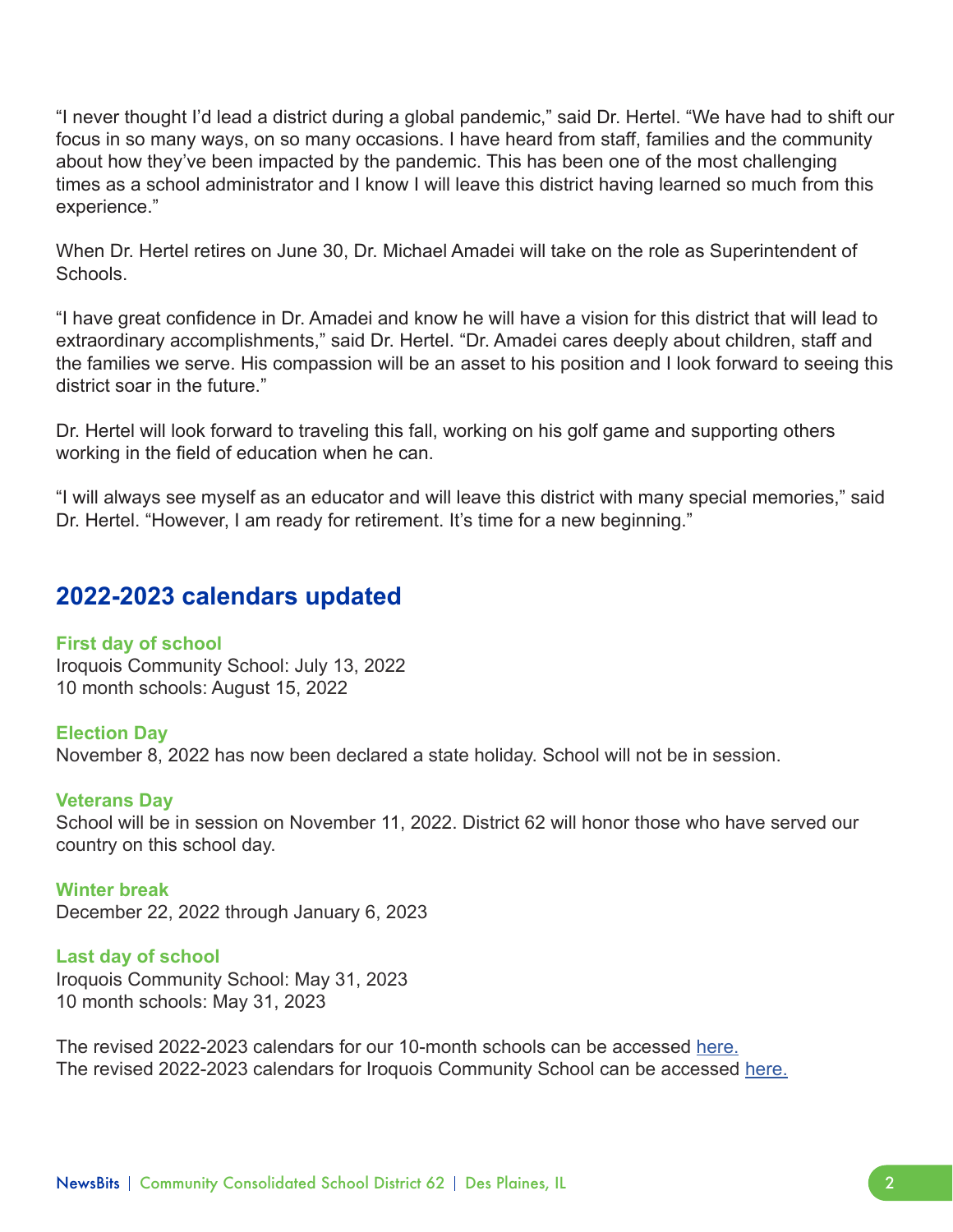"I never thought I'd lead a district during a global pandemic," said Dr. Hertel. "We have had to shift our focus in so many ways, on so many occasions. I have heard from staff, families and the community about how they've been impacted by the pandemic. This has been one of the most challenging times as a school administrator and I know I will leave this district having learned so much from this experience."

When Dr. Hertel retires on June 30, Dr. Michael Amadei will take on the role as Superintendent of Schools.

"I have great confidence in Dr. Amadei and know he will have a vision for this district that will lead to extraordinary accomplishments," said Dr. Hertel. "Dr. Amadei cares deeply about children, staff and the families we serve. His compassion will be an asset to his position and I look forward to seeing this district soar in the future."

Dr. Hertel will look forward to traveling this fall, working on his golf game and supporting others working in the field of education when he can.

"I will always see myself as an educator and will leave this district with many special memories," said Dr. Hertel. "However, I am ready for retirement. It's time for a new beginning."

## 2022-2023 calendars updated

### First day of school

Iroquois Community School: July 13, 2022
10 month schools: August 15, 2022

### Election Day

November 8, 2022 has now been declared a state holiday. School will not be in session.

### Veterans Day

School will be in session on November 11, 2022. District 62 will honor those who have served our country on this school day.

### Winter break

December 22, 2022 through January 6, 2023

### Last day of school

Iroquois Community School: May 31, 2023
10 month schools: May 31, 2023

The revised 2022-2023 calendars for our 10-month schools can be accessed here.
The revised 2022-2023 calendars for Iroquois Community School can be accessed here.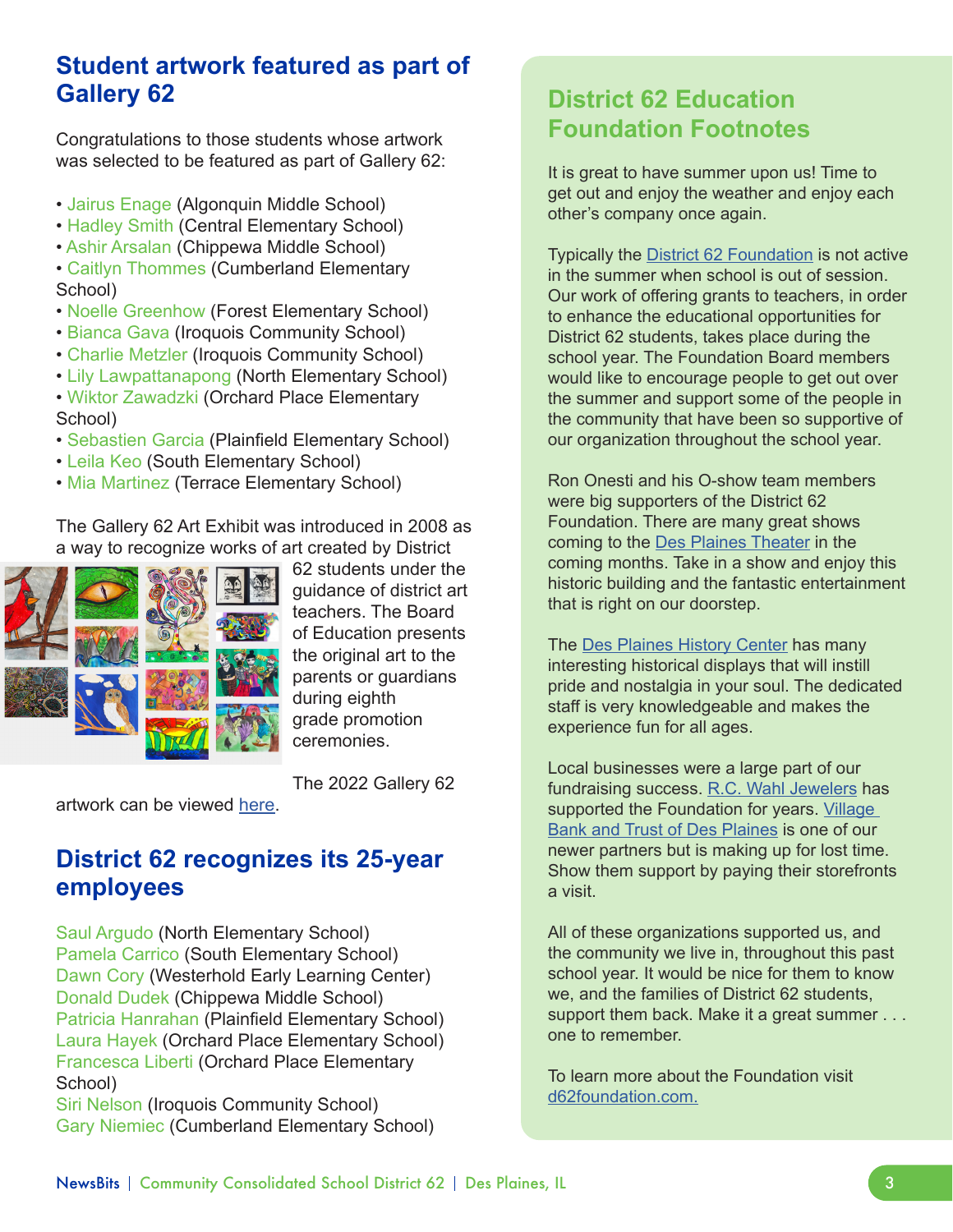## Student artwork featured as part of Gallery 62

Congratulations to those students whose artwork was selected to be featured as part of Gallery 62:

- Jairus Enage (Algonquin Middle School)
- Hadley Smith (Central Elementary School)
- Ashir Arsalan (Chippewa Middle School)
- Caitlyn Thommes (Cumberland Elementary School)
- Noelle Greenhow (Forest Elementary School)
- Bianca Gava (Iroquois Community School)
- Charlie Metzler (Iroquois Community School)
- Lily Lawpattanapong (North Elementary School)
- Wiktor Zawadzki (Orchard Place Elementary School)
- Sebastien Garcia (Plainfield Elementary School)
- Leila Keo (South Elementary School)
- Mia Martinez (Terrace Elementary School)

The Gallery 62 Art Exhibit was introduced in 2008 as a way to recognize works of art created by District 62 students under the guidance of district art teachers. The Board of Education presents the original art to the parents or guardians during eighth grade promotion ceremonies.

The 2022 Gallery 62 artwork can be viewed here.

## District 62 recognizes its 25-year employees

Saul Argudo (North Elementary School)
Pamela Carrico (South Elementary School)
Dawn Cory (Westerhold Early Learning Center)
Donald Dudek (Chippewa Middle School)
Patricia Hanrahan (Plainfield Elementary School)
Laura Hayek (Orchard Place Elementary School)
Francesca Liberti (Orchard Place Elementary School)
Siri Nelson (Iroquois Community School)
Gary Niemiec (Cumberland Elementary School)

## District 62 Education Foundation Footnotes

It is great to have summer upon us! Time to get out and enjoy the weather and enjoy each other's company once again.

Typically the District 62 Foundation is not active in the summer when school is out of session. Our work of offering grants to teachers, in order to enhance the educational opportunities for District 62 students, takes place during the school year. The Foundation Board members would like to encourage people to get out over the summer and support some of the people in the community that have been so supportive of our organization throughout the school year.

Ron Onesti and his O-show team members were big supporters of the District 62 Foundation. There are many great shows coming to the Des Plaines Theater in the coming months. Take in a show and enjoy this historic building and the fantastic entertainment that is right on our doorstep.

The Des Plaines History Center has many interesting historical displays that will instill pride and nostalgia in your soul. The dedicated staff is very knowledgeable and makes the experience fun for all ages.

Local businesses were a large part of our fundraising success. R.C. Wahl Jewelers has supported the Foundation for years. Village Bank and Trust of Des Plaines is one of our newer partners but is making up for lost time. Show them support by paying their storefronts a visit.

All of these organizations supported us, and the community we live in, throughout this past school year. It would be nice for them to know we, and the families of District 62 students, support them back. Make it a great summer . . . one to remember.

To learn more about the Foundation visit d62foundation.com.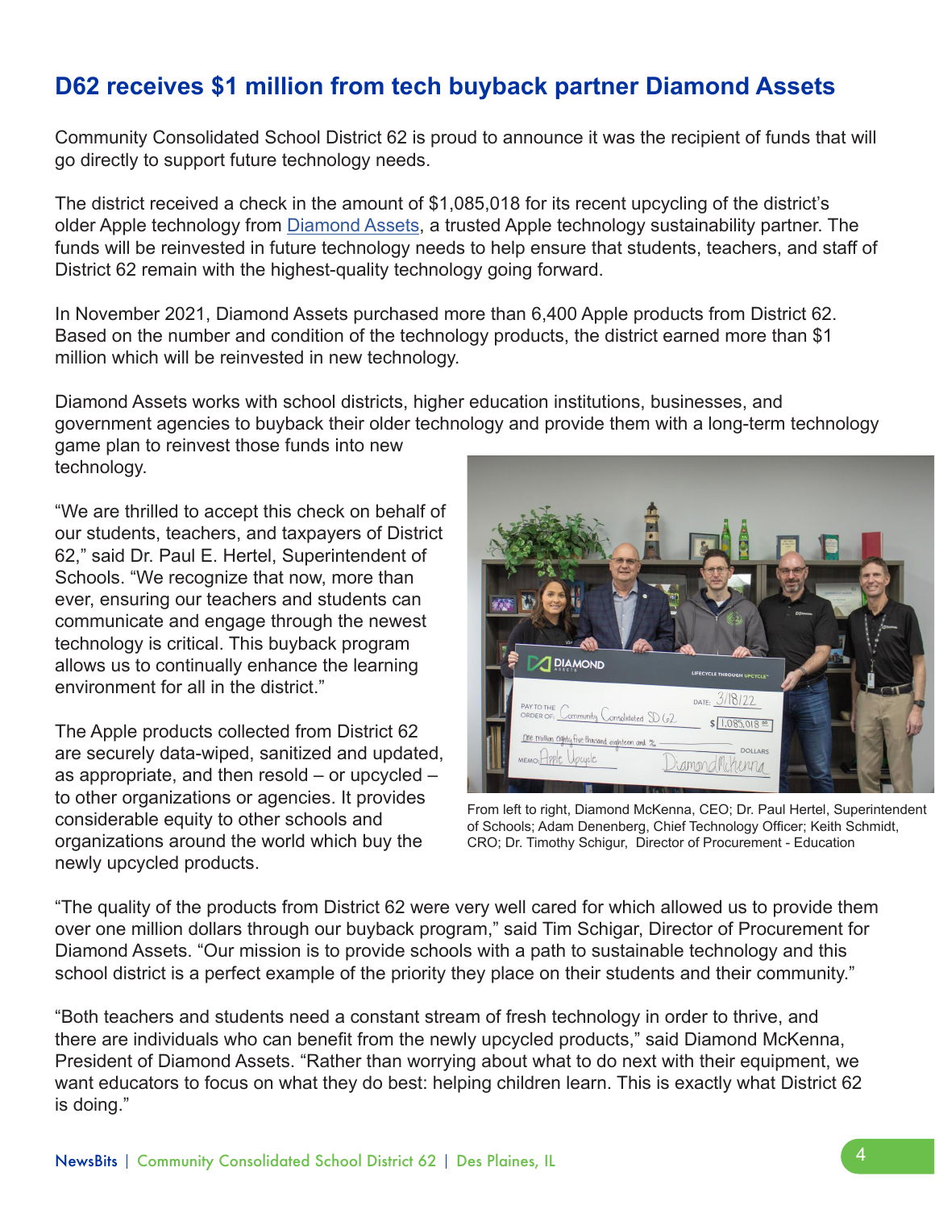# D62 receives $1 million from tech buyback partner Diamond Assets

Community Consolidated School District 62 is proud to announce it was the recipient of funds that will go directly to support future technology needs.

The district received a check in the amount of $1,085,018 for its recent upcycling of the district's older Apple technology from Diamond Assets, a trusted Apple technology sustainability partner. The funds will be reinvested in future technology needs to help ensure that students, teachers, and staff of District 62 remain with the highest-quality technology going forward.

In November 2021, Diamond Assets purchased more than 6,400 Apple products from District 62. Based on the number and condition of the technology products, the district earned more than $1 million which will be reinvested in new technology.

Diamond Assets works with school districts, higher education institutions, businesses, and government agencies to buyback their older technology and provide them with a long-term technology game plan to reinvest those funds into new technology.

"We are thrilled to accept this check on behalf of our students, teachers, and taxpayers of District 62," said Dr. Paul E. Hertel, Superintendent of Schools. "We recognize that now, more than ever, ensuring our teachers and students can communicate and engage through the newest technology is critical. This buyback program allows us to continually enhance the learning environment for all in the district."

The Apple products collected from District 62 are securely data-wiped, sanitized and updated, as appropriate, and then resold – or upcycled – to other organizations or agencies. It provides considerable equity to other schools and organizations around the world which buy the newly upcycled products.

From left to right, Diamond McKenna, CEO; Dr. Paul Hertel, Superintendent of Schools; Adam Denenberg, Chief Technology Officer; Keith Schmidt, CRO; Dr. Timothy Schigur, Director of Procurement - Education

"The quality of the products from District 62 were very well cared for which allowed us to provide them over one million dollars through our buyback program," said Tim Schigar, Director of Procurement for Diamond Assets. "Our mission is to provide schools with a path to sustainable technology and this school district is a perfect example of the priority they place on their students and their community."

"Both teachers and students need a constant stream of fresh technology in order to thrive, and there are individuals who can benefit from the newly upcycled products," said Diamond McKenna, President of Diamond Assets. "Rather than worrying about what to do next with their equipment, we want educators to focus on what they do best: helping children learn. This is exactly what District 62 is doing."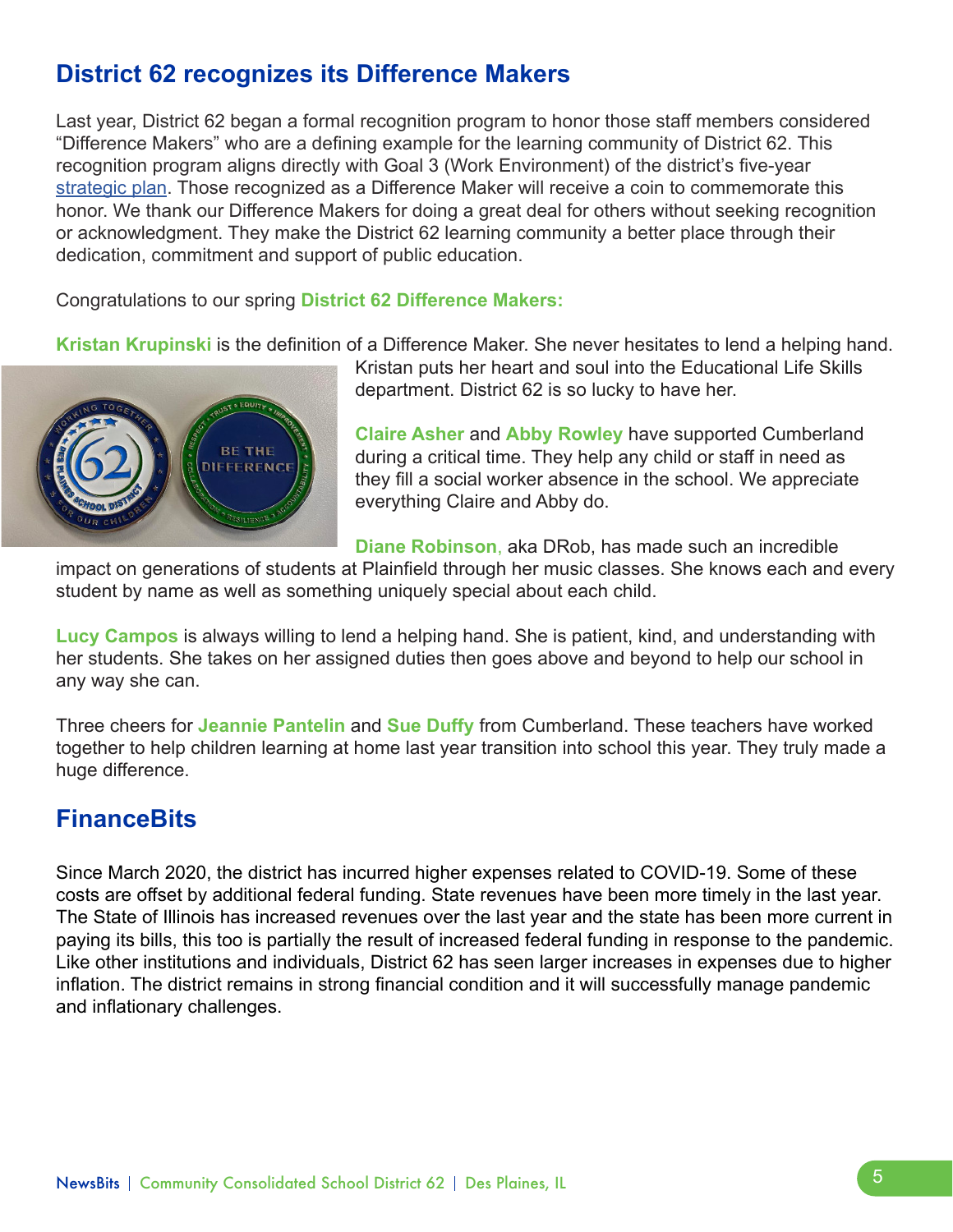## District 62 recognizes its Difference Makers

Last year, District 62 began a formal recognition program to honor those staff members considered "Difference Makers" who are a defining example for the learning community of District 62. This recognition program aligns directly with Goal 3 (Work Environment) of the district's five-year strategic plan. Those recognized as a Difference Maker will receive a coin to commemorate this honor. We thank our Difference Makers for doing a great deal for others without seeking recognition or acknowledgment. They make the District 62 learning community a better place through their dedication, commitment and support of public education.

Congratulations to our spring **District 62 Difference Makers:**

**Kristan Krupinski** is the definition of a Difference Maker. She never hesitates to lend a helping hand. Kristan puts her heart and soul into the Educational Life Skills department. District 62 is so lucky to have her.

**Claire Asher** and **Abby Rowley** have supported Cumberland during a critical time. They help any child or staff in need as they fill a social worker absence in the school. We appreciate everything Claire and Abby do.

**Diane Robinson**, aka DRob, has made such an incredible impact on generations of students at Plainfield through her music classes. She knows each and every student by name as well as something uniquely special about each child.

**Lucy Campos** is always willing to lend a helping hand. She is patient, kind, and understanding with her students. She takes on her assigned duties then goes above and beyond to help our school in any way she can.

Three cheers for **Jeannie Pantelin** and **Sue Duffy** from Cumberland. These teachers have worked together to help children learning at home last year transition into school this year. They truly made a huge difference.

## FinanceBits

Since March 2020, the district has incurred higher expenses related to COVID-19. Some of these costs are offset by additional federal funding. State revenues have been more timely in the last year. The State of Illinois has increased revenues over the last year and the state has been more current in paying its bills, this too is partially the result of increased federal funding in response to the pandemic. Like other institutions and individuals, District 62 has seen larger increases in expenses due to higher inflation. The district remains in strong financial condition and it will successfully manage pandemic and inflationary challenges.